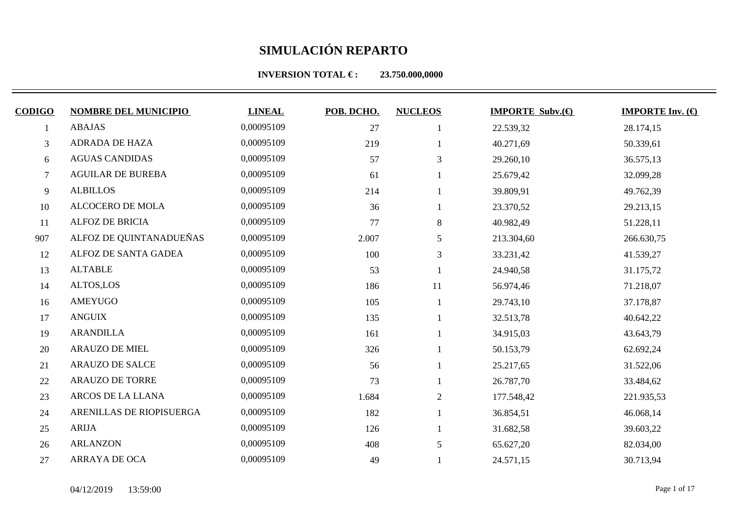# SIMULACIÓN REPARTO

**INVERSION TOTAL € : 23.750.000,0000**

| CODIGO | NOMBRE DEL MUNICIPIO | LINEAL | POB. DCHO. | NUCLEOS | IMPORTE Subv.(€) | IMPORTE Inv. (€) |
|---|---|---|---|---|---|---|
| 1 | ABAJAS | 0,00095109 | 27 | 1 | 22.539,32 | 28.174,15 |
| 3 | ADRADA DE HAZA | 0,00095109 | 219 | 1 | 40.271,69 | 50.339,61 |
| 6 | AGUAS CANDIDAS | 0,00095109 | 57 | 3 | 29.260,10 | 36.575,13 |
| 7 | AGUILAR DE BUREBA | 0,00095109 | 61 | 1 | 25.679,42 | 32.099,28 |
| 9 | ALBILLOS | 0,00095109 | 214 | 1 | 39.809,91 | 49.762,39 |
| 10 | ALCOCERO DE MOLA | 0,00095109 | 36 | 1 | 23.370,52 | 29.213,15 |
| 11 | ALFOZ DE BRICIA | 0,00095109 | 77 | 8 | 40.982,49 | 51.228,11 |
| 907 | ALFOZ DE QUINTANADUEÑAS | 0,00095109 | 2.007 | 5 | 213.304,60 | 266.630,75 |
| 12 | ALFOZ DE SANTA GADEA | 0,00095109 | 100 | 3 | 33.231,42 | 41.539,27 |
| 13 | ALTABLE | 0,00095109 | 53 | 1 | 24.940,58 | 31.175,72 |
| 14 | ALTOS,LOS | 0,00095109 | 186 | 11 | 56.974,46 | 71.218,07 |
| 16 | AMEYUGO | 0,00095109 | 105 | 1 | 29.743,10 | 37.178,87 |
| 17 | ANGUIX | 0,00095109 | 135 | 1 | 32.513,78 | 40.642,22 |
| 19 | ARANDILLA | 0,00095109 | 161 | 1 | 34.915,03 | 43.643,79 |
| 20 | ARAUZO DE MIEL | 0,00095109 | 326 | 1 | 50.153,79 | 62.692,24 |
| 21 | ARAUZO DE SALCE | 0,00095109 | 56 | 1 | 25.217,65 | 31.522,06 |
| 22 | ARAUZO DE TORRE | 0,00095109 | 73 | 1 | 26.787,70 | 33.484,62 |
| 23 | ARCOS DE LA LLANA | 0,00095109 | 1.684 | 2 | 177.548,42 | 221.935,53 |
| 24 | ARENILLAS DE RIOPISUERGA | 0,00095109 | 182 | 1 | 36.854,51 | 46.068,14 |
| 25 | ARIJA | 0,00095109 | 126 | 1 | 31.682,58 | 39.603,22 |
| 26 | ARLANZON | 0,00095109 | 408 | 5 | 65.627,20 | 82.034,00 |
| 27 | ARRAYA DE OCA | 0,00095109 | 49 | 1 | 24.571,15 | 30.713,94 |

04/12/2019 13:59:00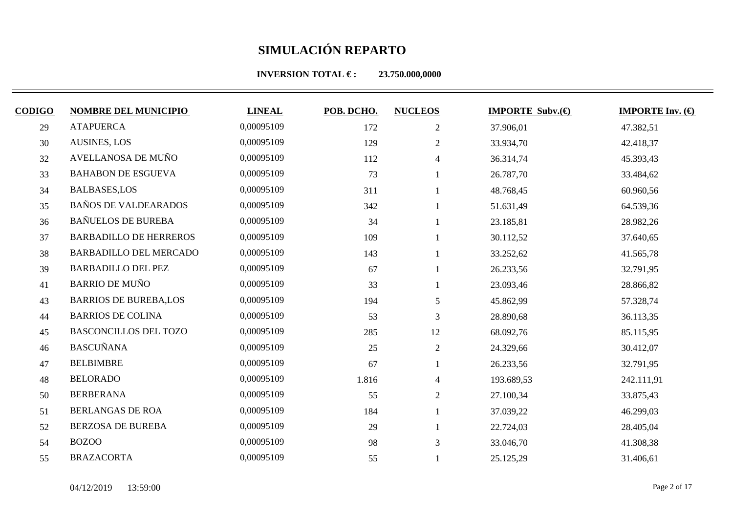# SIMULACIÓN REPARTO

**INVERSION TOTAL € : 23.750.000,0000**

| CODIGO | NOMBRE DEL MUNICIPIO | LINEAL | POB. DCHO. | NUCLEOS | IMPORTE Subv.(€) | IMPORTE Inv. (€) |
|---|---|---|---|---|---|---|
| 29 | ATAPUERCA | 0,00095109 | 172 | 2 | 37.906,01 | 47.382,51 |
| 30 | AUSINES, LOS | 0,00095109 | 129 | 2 | 33.934,70 | 42.418,37 |
| 32 | AVELLANOSA DE MUÑO | 0,00095109 | 112 | 4 | 36.314,74 | 45.393,43 |
| 33 | BAHABON DE ESGUEVA | 0,00095109 | 73 | 1 | 26.787,70 | 33.484,62 |
| 34 | BALBASES,LOS | 0,00095109 | 311 | 1 | 48.768,45 | 60.960,56 |
| 35 | BAÑOS DE VALDEARADOS | 0,00095109 | 342 | 1 | 51.631,49 | 64.539,36 |
| 36 | BAÑUELOS DE BUREBA | 0,00095109 | 34 | 1 | 23.185,81 | 28.982,26 |
| 37 | BARBADILLO DE HERREROS | 0,00095109 | 109 | 1 | 30.112,52 | 37.640,65 |
| 38 | BARBADILLO DEL MERCADO | 0,00095109 | 143 | 1 | 33.252,62 | 41.565,78 |
| 39 | BARBADILLO DEL PEZ | 0,00095109 | 67 | 1 | 26.233,56 | 32.791,95 |
| 41 | BARRIO DE MUÑO | 0,00095109 | 33 | 1 | 23.093,46 | 28.866,82 |
| 43 | BARRIOS DE BUREBA,LOS | 0,00095109 | 194 | 5 | 45.862,99 | 57.328,74 |
| 44 | BARRIOS DE COLINA | 0,00095109 | 53 | 3 | 28.890,68 | 36.113,35 |
| 45 | BASCONCILLOS DEL TOZO | 0,00095109 | 285 | 12 | 68.092,76 | 85.115,95 |
| 46 | BASCUÑANA | 0,00095109 | 25 | 2 | 24.329,66 | 30.412,07 |
| 47 | BELBIMBRE | 0,00095109 | 67 | 1 | 26.233,56 | 32.791,95 |
| 48 | BELORADO | 0,00095109 | 1.816 | 4 | 193.689,53 | 242.111,91 |
| 50 | BERBERANA | 0,00095109 | 55 | 2 | 27.100,34 | 33.875,43 |
| 51 | BERLANGAS DE ROA | 0,00095109 | 184 | 1 | 37.039,22 | 46.299,03 |
| 52 | BERZOSA DE BUREBA | 0,00095109 | 29 | 1 | 22.724,03 | 28.405,04 |
| 54 | BOZOO | 0,00095109 | 98 | 3 | 33.046,70 | 41.308,38 |
| 55 | BRAZACORTA | 0,00095109 | 55 | 1 | 25.125,29 | 31.406,61 |

04/12/2019 13:59:00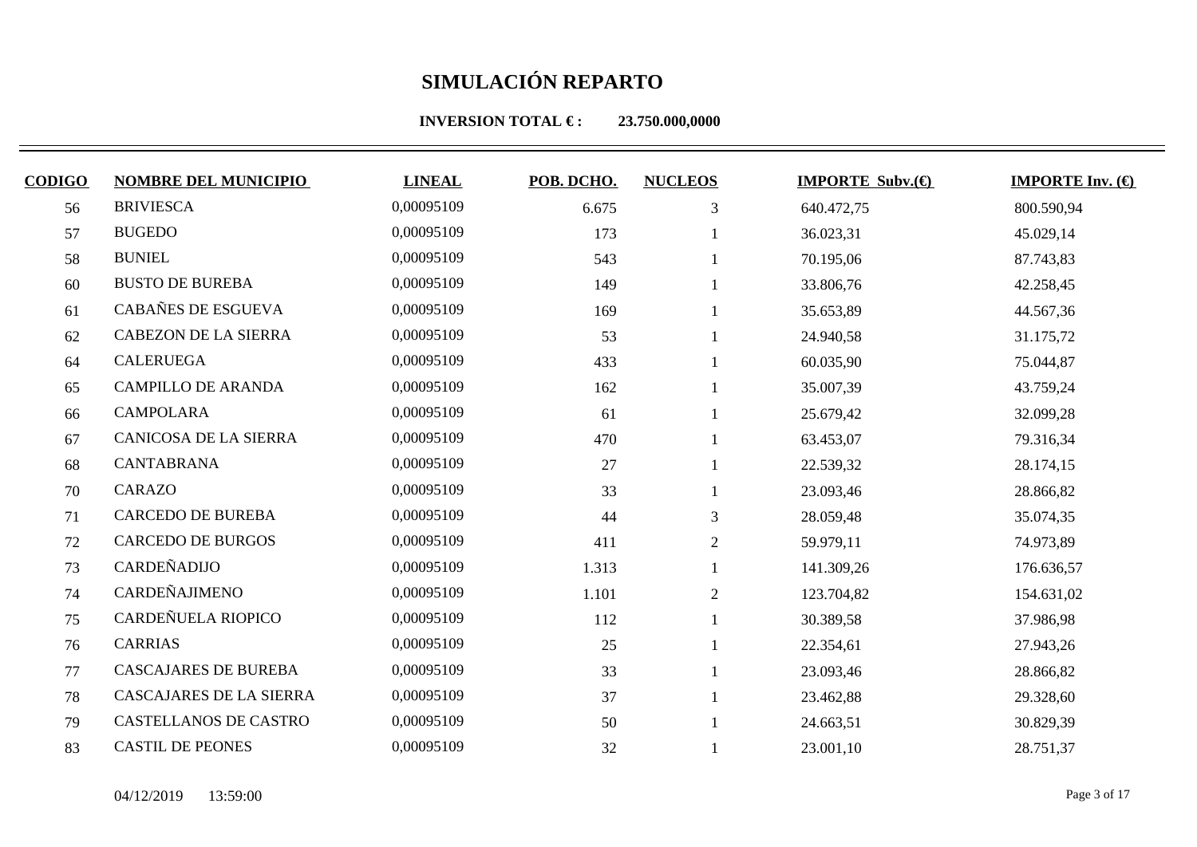# SIMULACIÓN REPARTO

**INVERSION TOTAL € : 23.750.000,0000**

| CODIGO | NOMBRE DEL MUNICIPIO | LINEAL | POB. DCHO. | NUCLEOS | IMPORTE Subv.(€) | IMPORTE Inv. (€) |
|---|---|---|---|---|---|---|
| 56 | BRIVIESCA | 0,00095109 | 6.675 | 3 | 640.472,75 | 800.590,94 |
| 57 | BUGEDO | 0,00095109 | 173 | 1 | 36.023,31 | 45.029,14 |
| 58 | BUNIEL | 0,00095109 | 543 | 1 | 70.195,06 | 87.743,83 |
| 60 | BUSTO DE BUREBA | 0,00095109 | 149 | 1 | 33.806,76 | 42.258,45 |
| 61 | CABAÑES DE ESGUEVA | 0,00095109 | 169 | 1 | 35.653,89 | 44.567,36 |
| 62 | CABEZON DE LA SIERRA | 0,00095109 | 53 | 1 | 24.940,58 | 31.175,72 |
| 64 | CALERUEGA | 0,00095109 | 433 | 1 | 60.035,90 | 75.044,87 |
| 65 | CAMPILLO DE ARANDA | 0,00095109 | 162 | 1 | 35.007,39 | 43.759,24 |
| 66 | CAMPOLARA | 0,00095109 | 61 | 1 | 25.679,42 | 32.099,28 |
| 67 | CANICOSA DE LA SIERRA | 0,00095109 | 470 | 1 | 63.453,07 | 79.316,34 |
| 68 | CANTABRANA | 0,00095109 | 27 | 1 | 22.539,32 | 28.174,15 |
| 70 | CARAZO | 0,00095109 | 33 | 1 | 23.093,46 | 28.866,82 |
| 71 | CARCEDO DE BUREBA | 0,00095109 | 44 | 3 | 28.059,48 | 35.074,35 |
| 72 | CARCEDO DE BURGOS | 0,00095109 | 411 | 2 | 59.979,11 | 74.973,89 |
| 73 | CARDEÑADIJO | 0,00095109 | 1.313 | 1 | 141.309,26 | 176.636,57 |
| 74 | CARDEÑAJIMENO | 0,00095109 | 1.101 | 2 | 123.704,82 | 154.631,02 |
| 75 | CARDEÑUELA RIOPICO | 0,00095109 | 112 | 1 | 30.389,58 | 37.986,98 |
| 76 | CARRIAS | 0,00095109 | 25 | 1 | 22.354,61 | 27.943,26 |
| 77 | CASCAJARES DE BUREBA | 0,00095109 | 33 | 1 | 23.093,46 | 28.866,82 |
| 78 | CASCAJARES DE LA SIERRA | 0,00095109 | 37 | 1 | 23.462,88 | 29.328,60 |
| 79 | CASTELLANOS DE CASTRO | 0,00095109 | 50 | 1 | 24.663,51 | 30.829,39 |
| 83 | CASTIL DE PEONES | 0,00095109 | 32 | 1 | 23.001,10 | 28.751,37 |

04/12/2019 13:59:00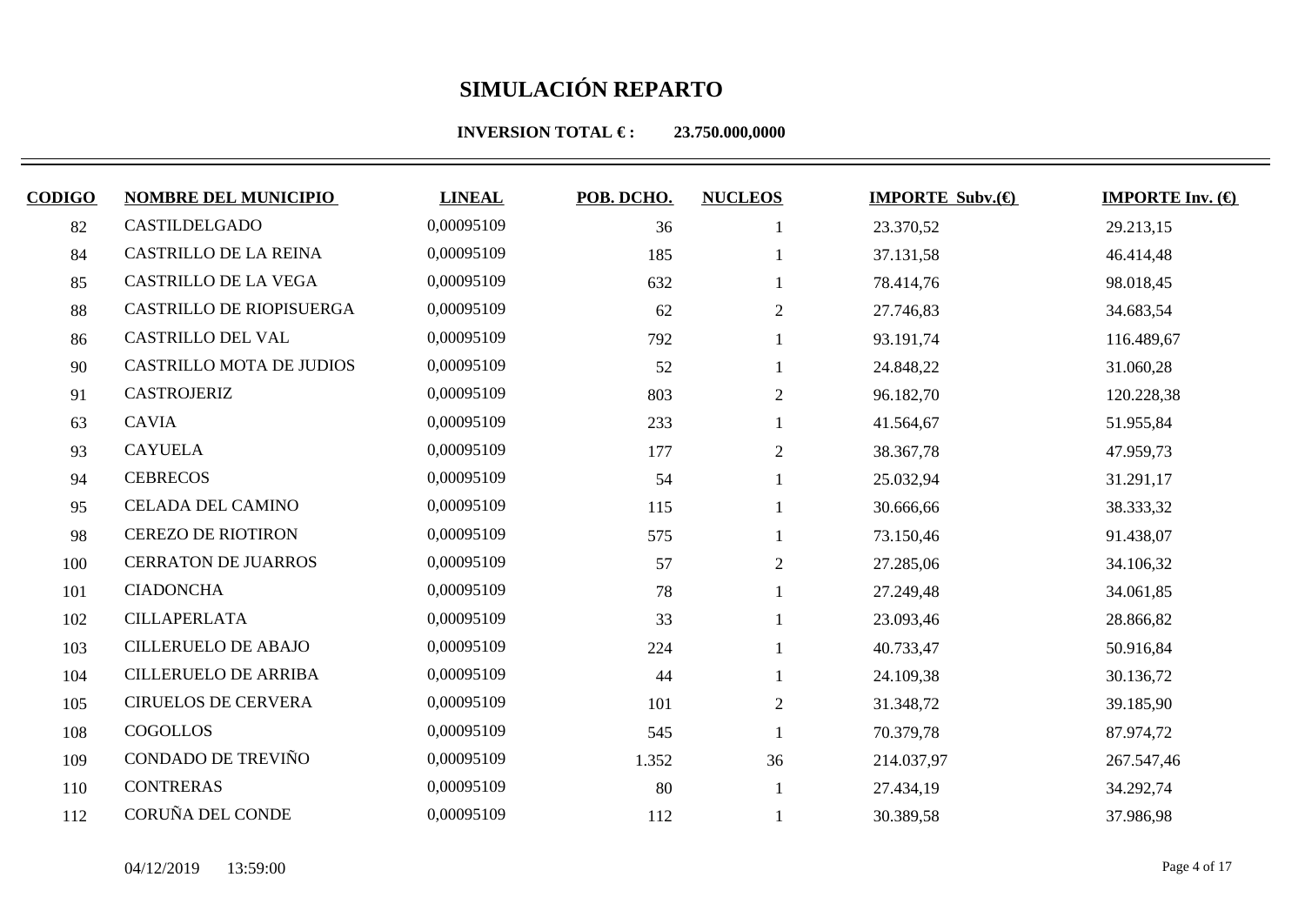# SIMULACIÓN REPARTO

**INVERSION TOTAL € : 23.750.000,0000**

| CODIGO | NOMBRE DEL MUNICIPIO | LINEAL | POB. DCHO. | NUCLEOS | IMPORTE Subv.(€) | IMPORTE Inv. (€) |
|---|---|---|---|---|---|---|
| 82 | CASTILDELGADO | 0,00095109 | 36 | 1 | 23.370,52 | 29.213,15 |
| 84 | CASTRILLO DE LA REINA | 0,00095109 | 185 | 1 | 37.131,58 | 46.414,48 |
| 85 | CASTRILLO DE LA VEGA | 0,00095109 | 632 | 1 | 78.414,76 | 98.018,45 |
| 88 | CASTRILLO DE RIOPISUERGA | 0,00095109 | 62 | 2 | 27.746,83 | 34.683,54 |
| 86 | CASTRILLO DEL VAL | 0,00095109 | 792 | 1 | 93.191,74 | 116.489,67 |
| 90 | CASTRILLO MOTA DE JUDIOS | 0,00095109 | 52 | 1 | 24.848,22 | 31.060,28 |
| 91 | CASTROJERIZ | 0,00095109 | 803 | 2 | 96.182,70 | 120.228,38 |
| 63 | CAVIA | 0,00095109 | 233 | 1 | 41.564,67 | 51.955,84 |
| 93 | CAYUELA | 0,00095109 | 177 | 2 | 38.367,78 | 47.959,73 |
| 94 | CEBRECOS | 0,00095109 | 54 | 1 | 25.032,94 | 31.291,17 |
| 95 | CELADA DEL CAMINO | 0,00095109 | 115 | 1 | 30.666,66 | 38.333,32 |
| 98 | CEREZO DE RIOTIRON | 0,00095109 | 575 | 1 | 73.150,46 | 91.438,07 |
| 100 | CERRATON DE JUARROS | 0,00095109 | 57 | 2 | 27.285,06 | 34.106,32 |
| 101 | CIADONCHA | 0,00095109 | 78 | 1 | 27.249,48 | 34.061,85 |
| 102 | CILLAPERLATA | 0,00095109 | 33 | 1 | 23.093,46 | 28.866,82 |
| 103 | CILLERUELO DE ABAJO | 0,00095109 | 224 | 1 | 40.733,47 | 50.916,84 |
| 104 | CILLERUELO DE ARRIBA | 0,00095109 | 44 | 1 | 24.109,38 | 30.136,72 |
| 105 | CIRUELOS DE CERVERA | 0,00095109 | 101 | 2 | 31.348,72 | 39.185,90 |
| 108 | COGOLLOS | 0,00095109 | 545 | 1 | 70.379,78 | 87.974,72 |
| 109 | CONDADO DE TREVIÑO | 0,00095109 | 1.352 | 36 | 214.037,97 | 267.547,46 |
| 110 | CONTRERAS | 0,00095109 | 80 | 1 | 27.434,19 | 34.292,74 |
| 112 | CORUÑA DEL CONDE | 0,00095109 | 112 | 1 | 30.389,58 | 37.986,98 |

04/12/2019 13:59:00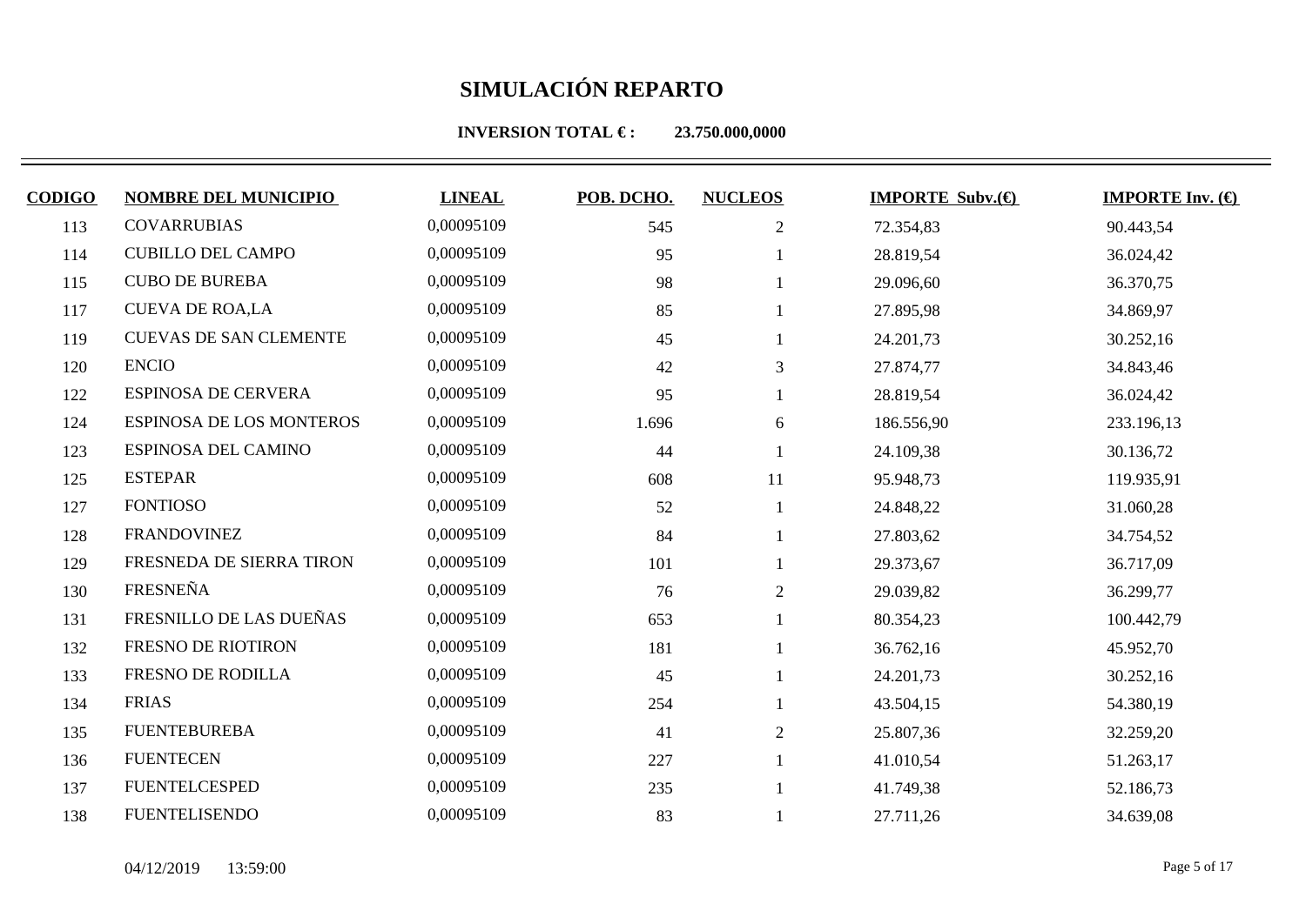# SIMULACIÓN REPARTO

**INVERSION TOTAL € : 23.750.000,0000**

| CODIGO | NOMBRE DEL MUNICIPIO | LINEAL | POB. DCHO. | NUCLEOS | IMPORTE Subv.(€) | IMPORTE Inv. (€) |
|---|---|---|---|---|---|---|
| 113 | COVARRUBIAS | 0,00095109 | 545 | 2 | 72.354,83 | 90.443,54 |
| 114 | CUBILLO DEL CAMPO | 0,00095109 | 95 | 1 | 28.819,54 | 36.024,42 |
| 115 | CUBO DE BUREBA | 0,00095109 | 98 | 1 | 29.096,60 | 36.370,75 |
| 117 | CUEVA DE ROA,LA | 0,00095109 | 85 | 1 | 27.895,98 | 34.869,97 |
| 119 | CUEVAS DE SAN CLEMENTE | 0,00095109 | 45 | 1 | 24.201,73 | 30.252,16 |
| 120 | ENCIO | 0,00095109 | 42 | 3 | 27.874,77 | 34.843,46 |
| 122 | ESPINOSA DE CERVERA | 0,00095109 | 95 | 1 | 28.819,54 | 36.024,42 |
| 124 | ESPINOSA DE LOS MONTEROS | 0,00095109 | 1.696 | 6 | 186.556,90 | 233.196,13 |
| 123 | ESPINOSA DEL CAMINO | 0,00095109 | 44 | 1 | 24.109,38 | 30.136,72 |
| 125 | ESTEPAR | 0,00095109 | 608 | 11 | 95.948,73 | 119.935,91 |
| 127 | FONTIOSO | 0,00095109 | 52 | 1 | 24.848,22 | 31.060,28 |
| 128 | FRANDOVINEZ | 0,00095109 | 84 | 1 | 27.803,62 | 34.754,52 |
| 129 | FRESNEDA DE SIERRA TIRON | 0,00095109 | 101 | 1 | 29.373,67 | 36.717,09 |
| 130 | FRESNEÑA | 0,00095109 | 76 | 2 | 29.039,82 | 36.299,77 |
| 131 | FRESNILLO DE LAS DUEÑAS | 0,00095109 | 653 | 1 | 80.354,23 | 100.442,79 |
| 132 | FRESNO DE RIOTIRON | 0,00095109 | 181 | 1 | 36.762,16 | 45.952,70 |
| 133 | FRESNO DE RODILLA | 0,00095109 | 45 | 1 | 24.201,73 | 30.252,16 |
| 134 | FRIAS | 0,00095109 | 254 | 1 | 43.504,15 | 54.380,19 |
| 135 | FUENTEBUREBA | 0,00095109 | 41 | 2 | 25.807,36 | 32.259,20 |
| 136 | FUENTECEN | 0,00095109 | 227 | 1 | 41.010,54 | 51.263,17 |
| 137 | FUENTELCESPED | 0,00095109 | 235 | 1 | 41.749,38 | 52.186,73 |
| 138 | FUENTELISENDO | 0,00095109 | 83 | 1 | 27.711,26 | 34.639,08 |

04/12/2019 13:59:00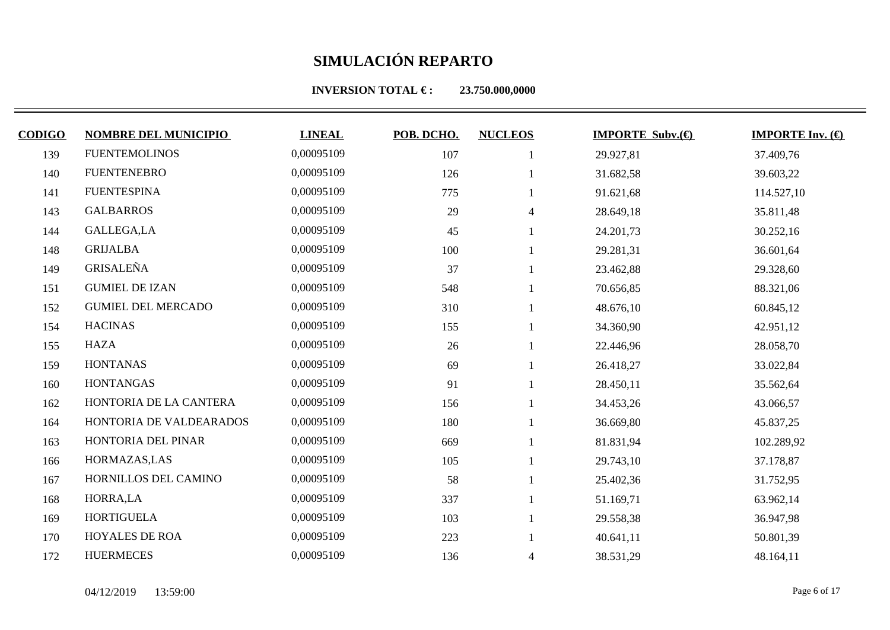# SIMULACIÓN REPARTO

**INVERSION TOTAL € :** **23.750.000,0000**

| CODIGO | NOMBRE DEL MUNICIPIO | LINEAL | POB. DCHO. | NUCLEOS | IMPORTE Subv.(€) | IMPORTE Inv. (€) |
|---|---|---|---|---|---|---|
| 139 | FUENTEMOLINOS | 0,00095109 | 107 | 1 | 29.927,81 | 37.409,76 |
| 140 | FUENTENEBRO | 0,00095109 | 126 | 1 | 31.682,58 | 39.603,22 |
| 141 | FUENTESPINA | 0,00095109 | 775 | 1 | 91.621,68 | 114.527,10 |
| 143 | GALBARROS | 0,00095109 | 29 | 4 | 28.649,18 | 35.811,48 |
| 144 | GALLEGA,LA | 0,00095109 | 45 | 1 | 24.201,73 | 30.252,16 |
| 148 | GRIJALBA | 0,00095109 | 100 | 1 | 29.281,31 | 36.601,64 |
| 149 | GRISALEÑA | 0,00095109 | 37 | 1 | 23.462,88 | 29.328,60 |
| 151 | GUMIEL DE IZAN | 0,00095109 | 548 | 1 | 70.656,85 | 88.321,06 |
| 152 | GUMIEL DEL MERCADO | 0,00095109 | 310 | 1 | 48.676,10 | 60.845,12 |
| 154 | HACINAS | 0,00095109 | 155 | 1 | 34.360,90 | 42.951,12 |
| 155 | HAZA | 0,00095109 | 26 | 1 | 22.446,96 | 28.058,70 |
| 159 | HONTANAS | 0,00095109 | 69 | 1 | 26.418,27 | 33.022,84 |
| 160 | HONTANGAS | 0,00095109 | 91 | 1 | 28.450,11 | 35.562,64 |
| 162 | HONTORIA DE LA CANTERA | 0,00095109 | 156 | 1 | 34.453,26 | 43.066,57 |
| 164 | HONTORIA DE VALDEARADOS | 0,00095109 | 180 | 1 | 36.669,80 | 45.837,25 |
| 163 | HONTORIA DEL PINAR | 0,00095109 | 669 | 1 | 81.831,94 | 102.289,92 |
| 166 | HORMAZAS,LAS | 0,00095109 | 105 | 1 | 29.743,10 | 37.178,87 |
| 167 | HORNILLOS DEL CAMINO | 0,00095109 | 58 | 1 | 25.402,36 | 31.752,95 |
| 168 | HORRA,LA | 0,00095109 | 337 | 1 | 51.169,71 | 63.962,14 |
| 169 | HORTIGUELA | 0,00095109 | 103 | 1 | 29.558,38 | 36.947,98 |
| 170 | HOYALES DE ROA | 0,00095109 | 223 | 1 | 40.641,11 | 50.801,39 |
| 172 | HUERMECES | 0,00095109 | 136 | 4 | 38.531,29 | 48.164,11 |

04/12/2019 13:59:00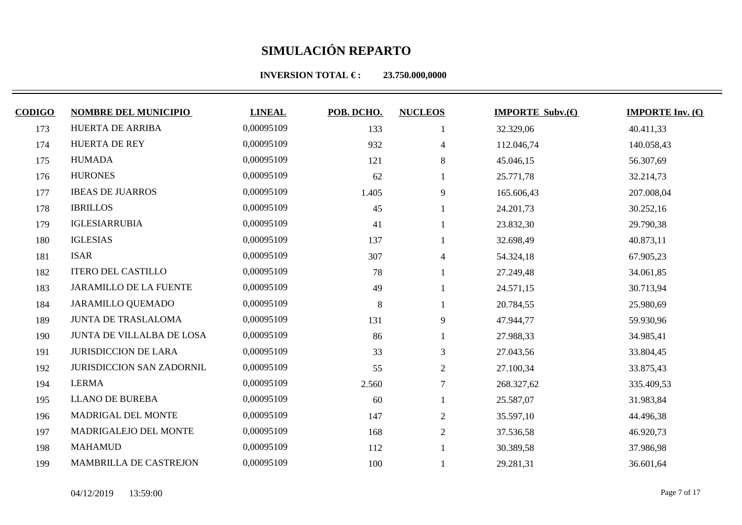# SIMULACIÓN REPARTO

**INVERSION TOTAL € : 23.750.000,0000**

| CODIGO | NOMBRE DEL MUNICIPIO | LINEAL | POB. DCHO. | NUCLEOS | IMPORTE Subv.(€) | IMPORTE Inv. (€) |
|---|---|---|---|---|---|---|
| 173 | HUERTA DE ARRIBA | 0,00095109 | 133 | 1 | 32.329,06 | 40.411,33 |
| 174 | HUERTA DE REY | 0,00095109 | 932 | 4 | 112.046,74 | 140.058,43 |
| 175 | HUMADA | 0,00095109 | 121 | 8 | 45.046,15 | 56.307,69 |
| 176 | HURONES | 0,00095109 | 62 | 1 | 25.771,78 | 32.214,73 |
| 177 | IBEAS DE JUARROS | 0,00095109 | 1.405 | 9 | 165.606,43 | 207.008,04 |
| 178 | IBRILLOS | 0,00095109 | 45 | 1 | 24.201,73 | 30.252,16 |
| 179 | IGLESIARRUBIA | 0,00095109 | 41 | 1 | 23.832,30 | 29.790,38 |
| 180 | IGLESIAS | 0,00095109 | 137 | 1 | 32.698,49 | 40.873,11 |
| 181 | ISAR | 0,00095109 | 307 | 4 | 54.324,18 | 67.905,23 |
| 182 | ITERO DEL CASTILLO | 0,00095109 | 78 | 1 | 27.249,48 | 34.061,85 |
| 183 | JARAMILLO DE LA FUENTE | 0,00095109 | 49 | 1 | 24.571,15 | 30.713,94 |
| 184 | JARAMILLO QUEMADO | 0,00095109 | 8 | 1 | 20.784,55 | 25.980,69 |
| 189 | JUNTA DE TRASLALOMA | 0,00095109 | 131 | 9 | 47.944,77 | 59.930,96 |
| 190 | JUNTA DE VILLALBA DE LOSA | 0,00095109 | 86 | 1 | 27.988,33 | 34.985,41 |
| 191 | JURISDICCION DE LARA | 0,00095109 | 33 | 3 | 27.043,56 | 33.804,45 |
| 192 | JURISDICCION SAN ZADORNIL | 0,00095109 | 55 | 2 | 27.100,34 | 33.875,43 |
| 194 | LERMA | 0,00095109 | 2.560 | 7 | 268.327,62 | 335.409,53 |
| 195 | LLANO DE BUREBA | 0,00095109 | 60 | 1 | 25.587,07 | 31.983,84 |
| 196 | MADRIGAL DEL MONTE | 0,00095109 | 147 | 2 | 35.597,10 | 44.496,38 |
| 197 | MADRIGALEJO DEL MONTE | 0,00095109 | 168 | 2 | 37.536,58 | 46.920,73 |
| 198 | MAHAMUD | 0,00095109 | 112 | 1 | 30.389,58 | 37.986,98 |
| 199 | MAMBRILLA DE CASTREJON | 0,00095109 | 100 | 1 | 29.281,31 | 36.601,64 |

04/12/2019 13:59:00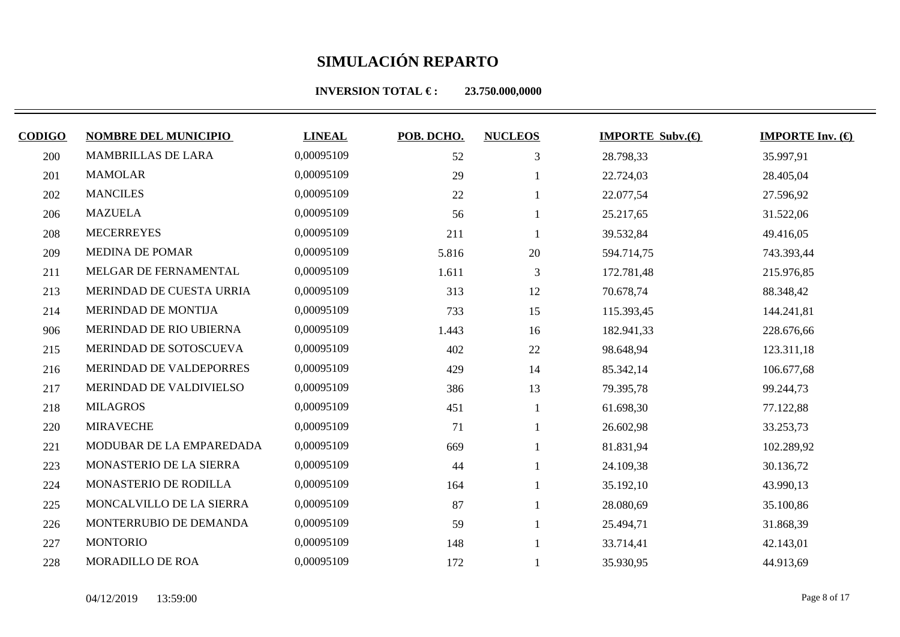# SIMULACIÓN REPARTO

**INVERSION TOTAL € : 23.750.000,0000**

| CODIGO | NOMBRE DEL MUNICIPIO | LINEAL | POB. DCHO. | NUCLEOS | IMPORTE Subv.(€) | IMPORTE Inv. (€) |
|---|---|---|---|---|---|---|
| 200 | MAMBRILLAS DE LARA | 0,00095109 | 52 | 3 | 28.798,33 | 35.997,91 |
| 201 | MAMOLAR | 0,00095109 | 29 | 1 | 22.724,03 | 28.405,04 |
| 202 | MANCILES | 0,00095109 | 22 | 1 | 22.077,54 | 27.596,92 |
| 206 | MAZUELA | 0,00095109 | 56 | 1 | 25.217,65 | 31.522,06 |
| 208 | MECERREYES | 0,00095109 | 211 | 1 | 39.532,84 | 49.416,05 |
| 209 | MEDINA DE POMAR | 0,00095109 | 5.816 | 20 | 594.714,75 | 743.393,44 |
| 211 | MELGAR DE FERNAMENTAL | 0,00095109 | 1.611 | 3 | 172.781,48 | 215.976,85 |
| 213 | MERINDAD DE CUESTA URRIA | 0,00095109 | 313 | 12 | 70.678,74 | 88.348,42 |
| 214 | MERINDAD DE MONTIJA | 0,00095109 | 733 | 15 | 115.393,45 | 144.241,81 |
| 906 | MERINDAD DE RIO UBIERNA | 0,00095109 | 1.443 | 16 | 182.941,33 | 228.676,66 |
| 215 | MERINDAD DE SOTOSCUEVA | 0,00095109 | 402 | 22 | 98.648,94 | 123.311,18 |
| 216 | MERINDAD DE VALDEPORRES | 0,00095109 | 429 | 14 | 85.342,14 | 106.677,68 |
| 217 | MERINDAD DE VALDIVIELSO | 0,00095109 | 386 | 13 | 79.395,78 | 99.244,73 |
| 218 | MILAGROS | 0,00095109 | 451 | 1 | 61.698,30 | 77.122,88 |
| 220 | MIRAVECHE | 0,00095109 | 71 | 1 | 26.602,98 | 33.253,73 |
| 221 | MODUBAR DE LA EMPAREDADA | 0,00095109 | 669 | 1 | 81.831,94 | 102.289,92 |
| 223 | MONASTERIO DE LA SIERRA | 0,00095109 | 44 | 1 | 24.109,38 | 30.136,72 |
| 224 | MONASTERIO DE RODILLA | 0,00095109 | 164 | 1 | 35.192,10 | 43.990,13 |
| 225 | MONCALVILLO DE LA SIERRA | 0,00095109 | 87 | 1 | 28.080,69 | 35.100,86 |
| 226 | MONTERRUBIO DE DEMANDA | 0,00095109 | 59 | 1 | 25.494,71 | 31.868,39 |
| 227 | MONTORIO | 0,00095109 | 148 | 1 | 33.714,41 | 42.143,01 |
| 228 | MORADILLO DE ROA | 0,00095109 | 172 | 1 | 35.930,95 | 44.913,69 |

04/12/2019 13:59:00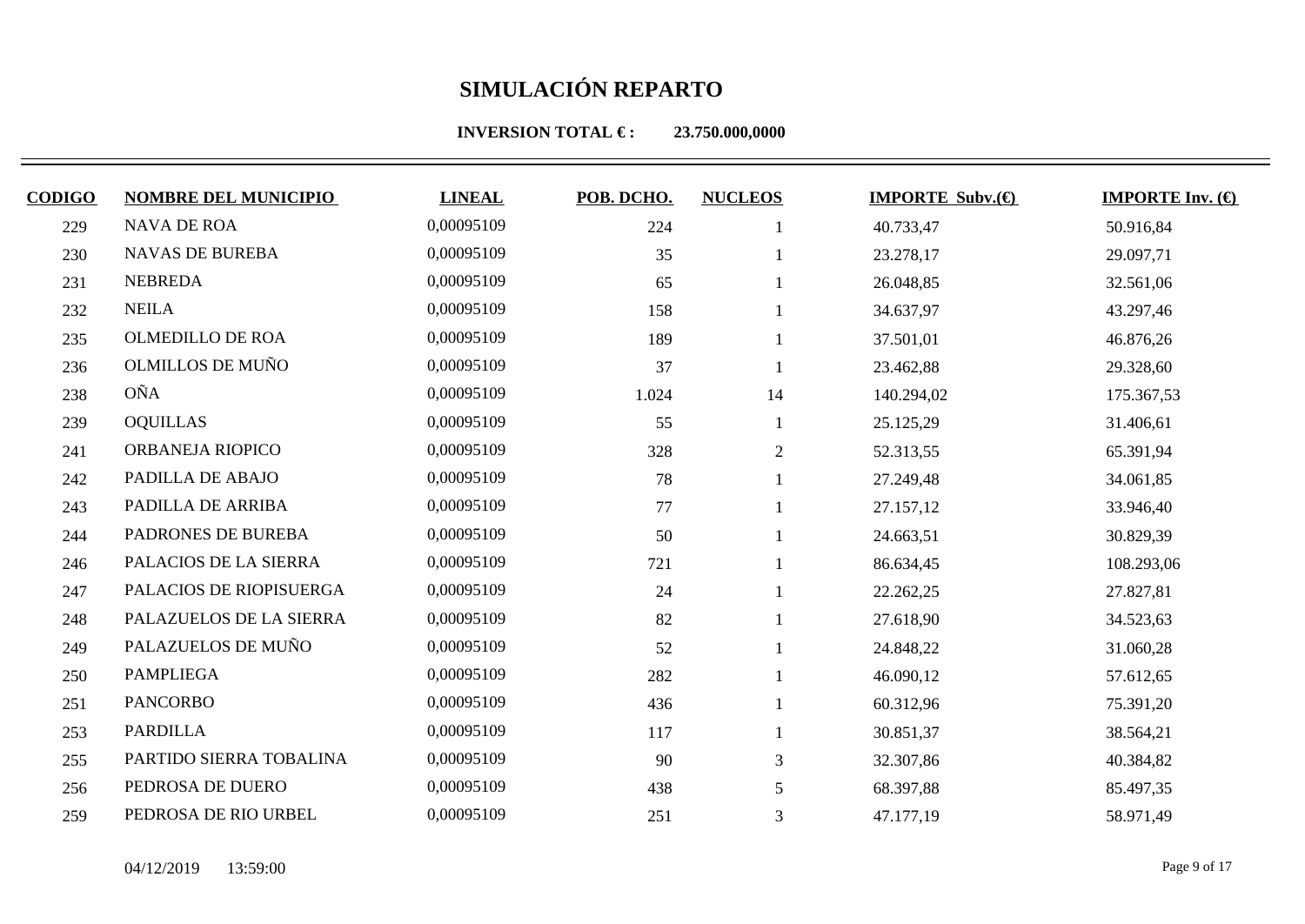# SIMULACIÓN REPARTO

**INVERSION TOTAL € : 23.750.000,0000**

| CODIGO | NOMBRE DEL MUNICIPIO | LINEAL | POB. DCHO. | NUCLEOS | IMPORTE Subv.(€) | IMPORTE Inv. (€) |
|---|---|---|---|---|---|---|
| 229 | NAVA DE ROA | 0,00095109 | 224 | 1 | 40.733,47 | 50.916,84 |
| 230 | NAVAS DE BUREBA | 0,00095109 | 35 | 1 | 23.278,17 | 29.097,71 |
| 231 | NEBREDA | 0,00095109 | 65 | 1 | 26.048,85 | 32.561,06 |
| 232 | NEILA | 0,00095109 | 158 | 1 | 34.637,97 | 43.297,46 |
| 235 | OLMEDILLO DE ROA | 0,00095109 | 189 | 1 | 37.501,01 | 46.876,26 |
| 236 | OLMILLOS DE MUÑO | 0,00095109 | 37 | 1 | 23.462,88 | 29.328,60 |
| 238 | OÑA | 0,00095109 | 1.024 | 14 | 140.294,02 | 175.367,53 |
| 239 | OQUILLAS | 0,00095109 | 55 | 1 | 25.125,29 | 31.406,61 |
| 241 | ORBANEJA RIOPICO | 0,00095109 | 328 | 2 | 52.313,55 | 65.391,94 |
| 242 | PADILLA DE ABAJO | 0,00095109 | 78 | 1 | 27.249,48 | 34.061,85 |
| 243 | PADILLA DE ARRIBA | 0,00095109 | 77 | 1 | 27.157,12 | 33.946,40 |
| 244 | PADRONES DE BUREBA | 0,00095109 | 50 | 1 | 24.663,51 | 30.829,39 |
| 246 | PALACIOS DE LA SIERRA | 0,00095109 | 721 | 1 | 86.634,45 | 108.293,06 |
| 247 | PALACIOS DE RIOPISUERGA | 0,00095109 | 24 | 1 | 22.262,25 | 27.827,81 |
| 248 | PALAZUELOS DE LA SIERRA | 0,00095109 | 82 | 1 | 27.618,90 | 34.523,63 |
| 249 | PALAZUELOS DE MUÑO | 0,00095109 | 52 | 1 | 24.848,22 | 31.060,28 |
| 250 | PAMPLIEGA | 0,00095109 | 282 | 1 | 46.090,12 | 57.612,65 |
| 251 | PANCORBO | 0,00095109 | 436 | 1 | 60.312,96 | 75.391,20 |
| 253 | PARDILLA | 0,00095109 | 117 | 1 | 30.851,37 | 38.564,21 |
| 255 | PARTIDO SIERRA TOBALINA | 0,00095109 | 90 | 3 | 32.307,86 | 40.384,82 |
| 256 | PEDROSA DE DUERO | 0,00095109 | 438 | 5 | 68.397,88 | 85.497,35 |
| 259 | PEDROSA DE RIO URBEL | 0,00095109 | 251 | 3 | 47.177,19 | 58.971,49 |

04/12/2019 13:59:00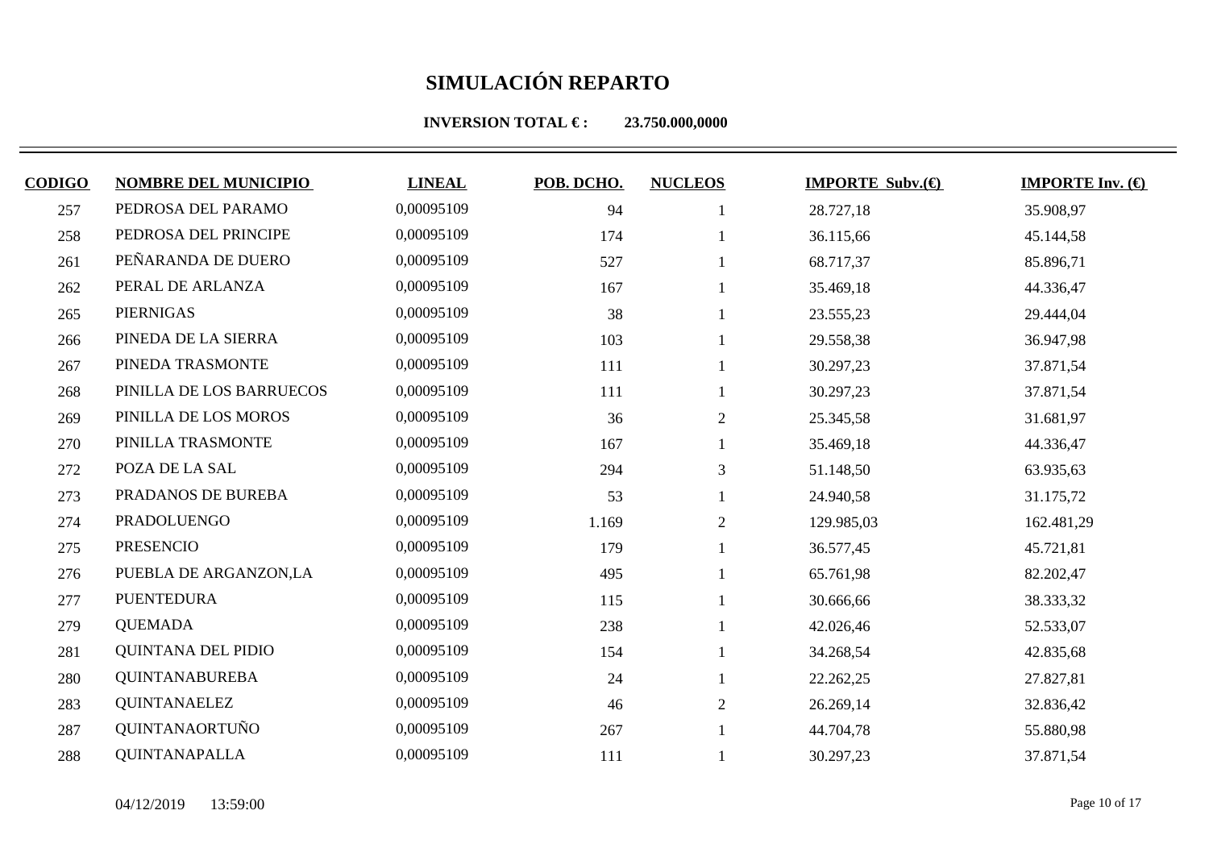# SIMULACIÓN REPARTO

**INVERSION TOTAL € : 23.750.000,0000**

| CODIGO | NOMBRE DEL MUNICIPIO | LINEAL | POB. DCHO. | NUCLEOS | IMPORTE Subv.(€) | IMPORTE Inv. (€) |
|---|---|---|---|---|---|---|
| 257 | PEDROSA DEL PARAMO | 0,00095109 | 94 | 1 | 28.727,18 | 35.908,97 |
| 258 | PEDROSA DEL PRINCIPE | 0,00095109 | 174 | 1 | 36.115,66 | 45.144,58 |
| 261 | PEÑARANDA DE DUERO | 0,00095109 | 527 | 1 | 68.717,37 | 85.896,71 |
| 262 | PERAL DE ARLANZA | 0,00095109 | 167 | 1 | 35.469,18 | 44.336,47 |
| 265 | PIERNIGAS | 0,00095109 | 38 | 1 | 23.555,23 | 29.444,04 |
| 266 | PINEDA DE LA SIERRA | 0,00095109 | 103 | 1 | 29.558,38 | 36.947,98 |
| 267 | PINEDA TRASMONTE | 0,00095109 | 111 | 1 | 30.297,23 | 37.871,54 |
| 268 | PINILLA DE LOS BARRUECOS | 0,00095109 | 111 | 1 | 30.297,23 | 37.871,54 |
| 269 | PINILLA DE LOS MOROS | 0,00095109 | 36 | 2 | 25.345,58 | 31.681,97 |
| 270 | PINILLA TRASMONTE | 0,00095109 | 167 | 1 | 35.469,18 | 44.336,47 |
| 272 | POZA DE LA SAL | 0,00095109 | 294 | 3 | 51.148,50 | 63.935,63 |
| 273 | PRADANOS DE BUREBA | 0,00095109 | 53 | 1 | 24.940,58 | 31.175,72 |
| 274 | PRADOLUENGO | 0,00095109 | 1.169 | 2 | 129.985,03 | 162.481,29 |
| 275 | PRESENCIO | 0,00095109 | 179 | 1 | 36.577,45 | 45.721,81 |
| 276 | PUEBLA DE ARGANZON,LA | 0,00095109 | 495 | 1 | 65.761,98 | 82.202,47 |
| 277 | PUENTEDURA | 0,00095109 | 115 | 1 | 30.666,66 | 38.333,32 |
| 279 | QUEMADA | 0,00095109 | 238 | 1 | 42.026,46 | 52.533,07 |
| 281 | QUINTANA DEL PIDIO | 0,00095109 | 154 | 1 | 34.268,54 | 42.835,68 |
| 280 | QUINTANABUREBA | 0,00095109 | 24 | 1 | 22.262,25 | 27.827,81 |
| 283 | QUINTANAELEZ | 0,00095109 | 46 | 2 | 26.269,14 | 32.836,42 |
| 287 | QUINTANAORTUÑO | 0,00095109 | 267 | 1 | 44.704,78 | 55.880,98 |
| 288 | QUINTANAPALLA | 0,00095109 | 111 | 1 | 30.297,23 | 37.871,54 |

04/12/2019 13:59:00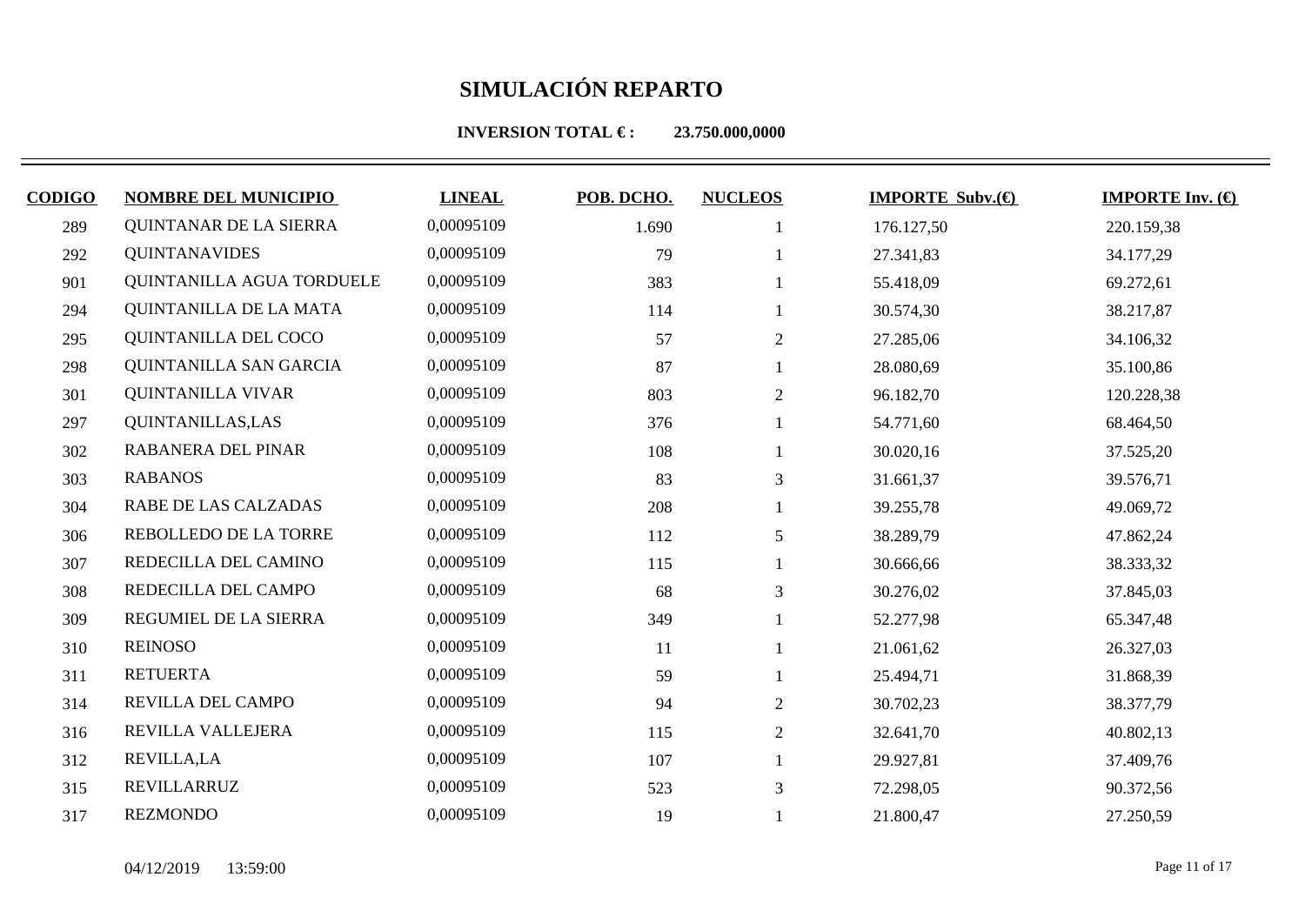# SIMULACIÓN REPARTO

**INVERSION TOTAL € : 23.750.000,0000**

| CODIGO | NOMBRE DEL MUNICIPIO | LINEAL | POB. DCHO. | NUCLEOS | IMPORTE Subv.(€) | IMPORTE Inv. (€) |
|---|---|---|---|---|---|---|
| 289 | QUINTANAR DE LA SIERRA | 0,00095109 | 1.690 | 1 | 176.127,50 | 220.159,38 |
| 292 | QUINTANAVIDES | 0,00095109 | 79 | 1 | 27.341,83 | 34.177,29 |
| 901 | QUINTANILLA AGUA TORDUELE | 0,00095109 | 383 | 1 | 55.418,09 | 69.272,61 |
| 294 | QUINTANILLA DE LA MATA | 0,00095109 | 114 | 1 | 30.574,30 | 38.217,87 |
| 295 | QUINTANILLA DEL COCO | 0,00095109 | 57 | 2 | 27.285,06 | 34.106,32 |
| 298 | QUINTANILLA SAN GARCIA | 0,00095109 | 87 | 1 | 28.080,69 | 35.100,86 |
| 301 | QUINTANILLA VIVAR | 0,00095109 | 803 | 2 | 96.182,70 | 120.228,38 |
| 297 | QUINTANILLAS,LAS | 0,00095109 | 376 | 1 | 54.771,60 | 68.464,50 |
| 302 | RABANERA DEL PINAR | 0,00095109 | 108 | 1 | 30.020,16 | 37.525,20 |
| 303 | RABANOS | 0,00095109 | 83 | 3 | 31.661,37 | 39.576,71 |
| 304 | RABE DE LAS CALZADAS | 0,00095109 | 208 | 1 | 39.255,78 | 49.069,72 |
| 306 | REBOLLEDO DE LA TORRE | 0,00095109 | 112 | 5 | 38.289,79 | 47.862,24 |
| 307 | REDECILLA DEL CAMINO | 0,00095109 | 115 | 1 | 30.666,66 | 38.333,32 |
| 308 | REDECILLA DEL CAMPO | 0,00095109 | 68 | 3 | 30.276,02 | 37.845,03 |
| 309 | REGUMIEL DE LA SIERRA | 0,00095109 | 349 | 1 | 52.277,98 | 65.347,48 |
| 310 | REINOSO | 0,00095109 | 11 | 1 | 21.061,62 | 26.327,03 |
| 311 | RETUERTA | 0,00095109 | 59 | 1 | 25.494,71 | 31.868,39 |
| 314 | REVILLA DEL CAMPO | 0,00095109 | 94 | 2 | 30.702,23 | 38.377,79 |
| 316 | REVILLA VALLEJERA | 0,00095109 | 115 | 2 | 32.641,70 | 40.802,13 |
| 312 | REVILLA,LA | 0,00095109 | 107 | 1 | 29.927,81 | 37.409,76 |
| 315 | REVILLARRUZ | 0,00095109 | 523 | 3 | 72.298,05 | 90.372,56 |
| 317 | REZMONDO | 0,00095109 | 19 | 1 | 21.800,47 | 27.250,59 |

04/12/2019 13:59:00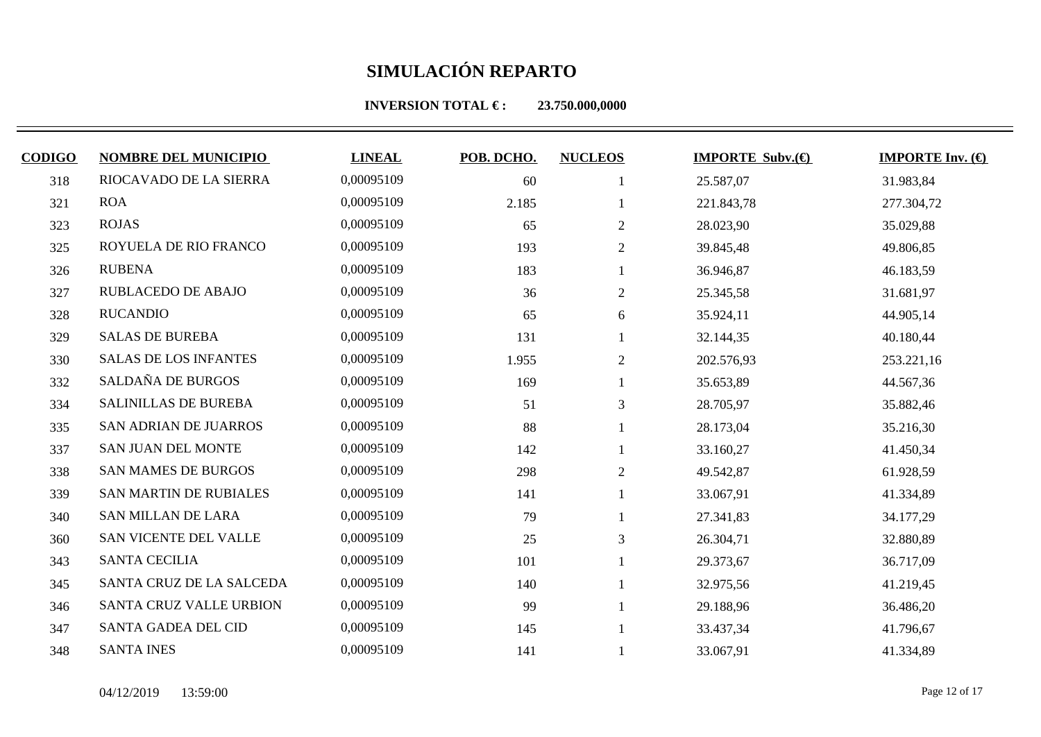# SIMULACIÓN REPARTO

**INVERSION TOTAL € : 23.750.000,0000**

| CODIGO | NOMBRE DEL MUNICIPIO | LINEAL | POB. DCHO. | NUCLEOS | IMPORTE Subv.(€) | IMPORTE Inv. (€) |
|---|---|---|---|---|---|---|
| 318 | RIOCAVADO DE LA SIERRA | 0,00095109 | 60 | 1 | 25.587,07 | 31.983,84 |
| 321 | ROA | 0,00095109 | 2.185 | 1 | 221.843,78 | 277.304,72 |
| 323 | ROJAS | 0,00095109 | 65 | 2 | 28.023,90 | 35.029,88 |
| 325 | ROYUELA DE RIO FRANCO | 0,00095109 | 193 | 2 | 39.845,48 | 49.806,85 |
| 326 | RUBENA | 0,00095109 | 183 | 1 | 36.946,87 | 46.183,59 |
| 327 | RUBLACEDO DE ABAJO | 0,00095109 | 36 | 2 | 25.345,58 | 31.681,97 |
| 328 | RUCANDIO | 0,00095109 | 65 | 6 | 35.924,11 | 44.905,14 |
| 329 | SALAS DE BUREBA | 0,00095109 | 131 | 1 | 32.144,35 | 40.180,44 |
| 330 | SALAS DE LOS INFANTES | 0,00095109 | 1.955 | 2 | 202.576,93 | 253.221,16 |
| 332 | SALDAÑA DE BURGOS | 0,00095109 | 169 | 1 | 35.653,89 | 44.567,36 |
| 334 | SALINILLAS DE BUREBA | 0,00095109 | 51 | 3 | 28.705,97 | 35.882,46 |
| 335 | SAN ADRIAN DE JUARROS | 0,00095109 | 88 | 1 | 28.173,04 | 35.216,30 |
| 337 | SAN JUAN DEL MONTE | 0,00095109 | 142 | 1 | 33.160,27 | 41.450,34 |
| 338 | SAN MAMES DE BURGOS | 0,00095109 | 298 | 2 | 49.542,87 | 61.928,59 |
| 339 | SAN MARTIN DE RUBIALES | 0,00095109 | 141 | 1 | 33.067,91 | 41.334,89 |
| 340 | SAN MILLAN DE LARA | 0,00095109 | 79 | 1 | 27.341,83 | 34.177,29 |
| 360 | SAN VICENTE DEL VALLE | 0,00095109 | 25 | 3 | 26.304,71 | 32.880,89 |
| 343 | SANTA CECILIA | 0,00095109 | 101 | 1 | 29.373,67 | 36.717,09 |
| 345 | SANTA CRUZ DE LA SALCEDA | 0,00095109 | 140 | 1 | 32.975,56 | 41.219,45 |
| 346 | SANTA CRUZ VALLE URBION | 0,00095109 | 99 | 1 | 29.188,96 | 36.486,20 |
| 347 | SANTA GADEA DEL CID | 0,00095109 | 145 | 1 | 33.437,34 | 41.796,67 |
| 348 | SANTA INES | 0,00095109 | 141 | 1 | 33.067,91 | 41.334,89 |

04/12/2019 13:59:00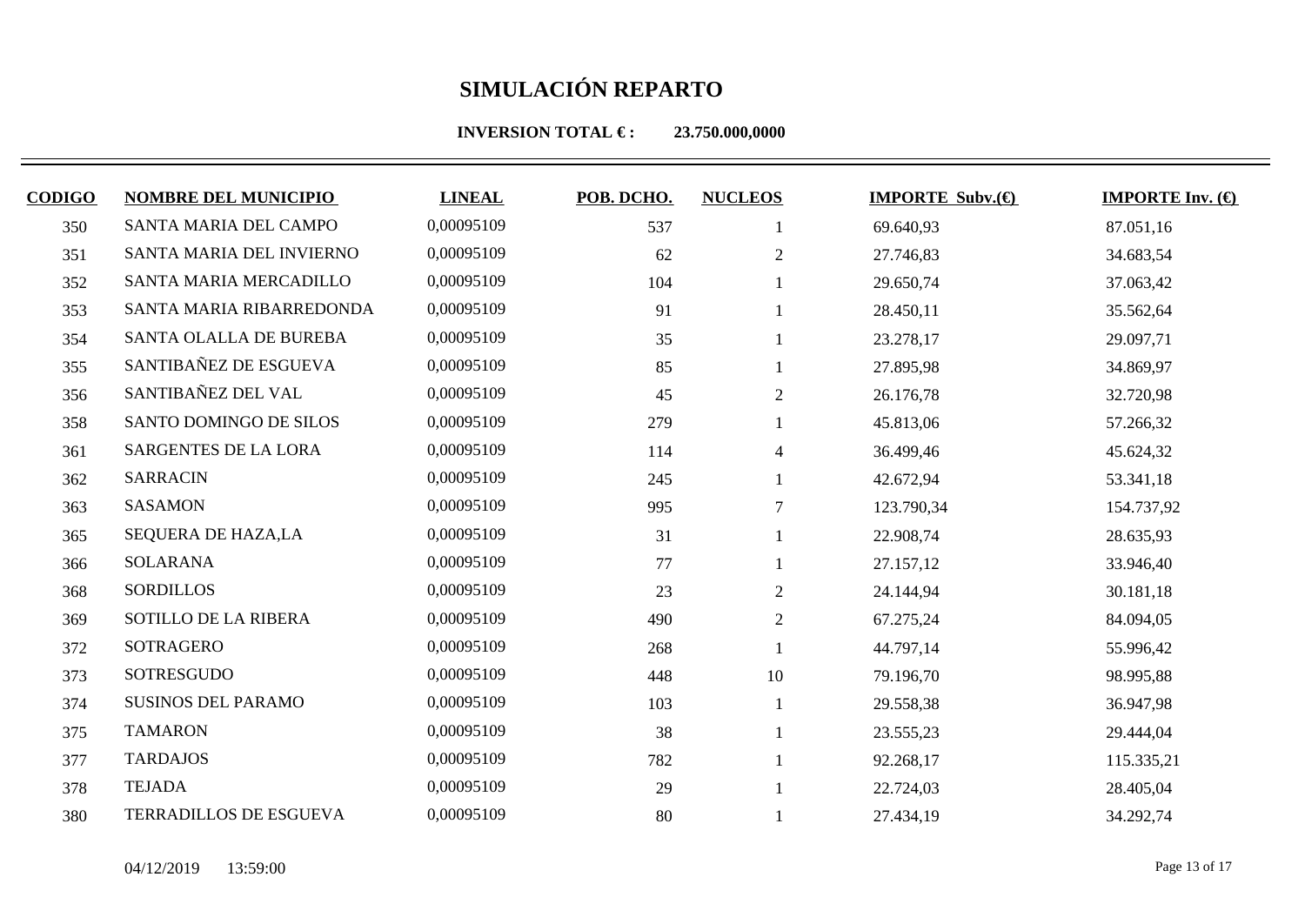# SIMULACIÓN REPARTO

**INVERSION TOTAL € :** **23.750.000,0000**

| CODIGO | NOMBRE DEL MUNICIPIO | LINEAL | POB. DCHO. | NUCLEOS | IMPORTE Subv.(€) | IMPORTE Inv. (€) |
|---|---|---|---|---|---|---|
| 350 | SANTA MARIA DEL CAMPO | 0,00095109 | 537 | 1 | 69.640,93 | 87.051,16 |
| 351 | SANTA MARIA DEL INVIERNO | 0,00095109 | 62 | 2 | 27.746,83 | 34.683,54 |
| 352 | SANTA MARIA MERCADILLO | 0,00095109 | 104 | 1 | 29.650,74 | 37.063,42 |
| 353 | SANTA MARIA RIBARREDONDA | 0,00095109 | 91 | 1 | 28.450,11 | 35.562,64 |
| 354 | SANTA OLALLA DE BUREBA | 0,00095109 | 35 | 1 | 23.278,17 | 29.097,71 |
| 355 | SANTIBAÑEZ DE ESGUEVA | 0,00095109 | 85 | 1 | 27.895,98 | 34.869,97 |
| 356 | SANTIBAÑEZ DEL VAL | 0,00095109 | 45 | 2 | 26.176,78 | 32.720,98 |
| 358 | SANTO DOMINGO DE SILOS | 0,00095109 | 279 | 1 | 45.813,06 | 57.266,32 |
| 361 | SARGENTES DE LA LORA | 0,00095109 | 114 | 4 | 36.499,46 | 45.624,32 |
| 362 | SARRACIN | 0,00095109 | 245 | 1 | 42.672,94 | 53.341,18 |
| 363 | SASAMON | 0,00095109 | 995 | 7 | 123.790,34 | 154.737,92 |
| 365 | SEQUERA DE HAZA,LA | 0,00095109 | 31 | 1 | 22.908,74 | 28.635,93 |
| 366 | SOLARANA | 0,00095109 | 77 | 1 | 27.157,12 | 33.946,40 |
| 368 | SORDILLOS | 0,00095109 | 23 | 2 | 24.144,94 | 30.181,18 |
| 369 | SOTILLO DE LA RIBERA | 0,00095109 | 490 | 2 | 67.275,24 | 84.094,05 |
| 372 | SOTRAGERO | 0,00095109 | 268 | 1 | 44.797,14 | 55.996,42 |
| 373 | SOTRESGUDO | 0,00095109 | 448 | 10 | 79.196,70 | 98.995,88 |
| 374 | SUSINOS DEL PARAMO | 0,00095109 | 103 | 1 | 29.558,38 | 36.947,98 |
| 375 | TAMARON | 0,00095109 | 38 | 1 | 23.555,23 | 29.444,04 |
| 377 | TARDAJOS | 0,00095109 | 782 | 1 | 92.268,17 | 115.335,21 |
| 378 | TEJADA | 0,00095109 | 29 | 1 | 22.724,03 | 28.405,04 |
| 380 | TERRADILLOS DE ESGUEVA | 0,00095109 | 80 | 1 | 27.434,19 | 34.292,74 |

04/12/2019 13:59:00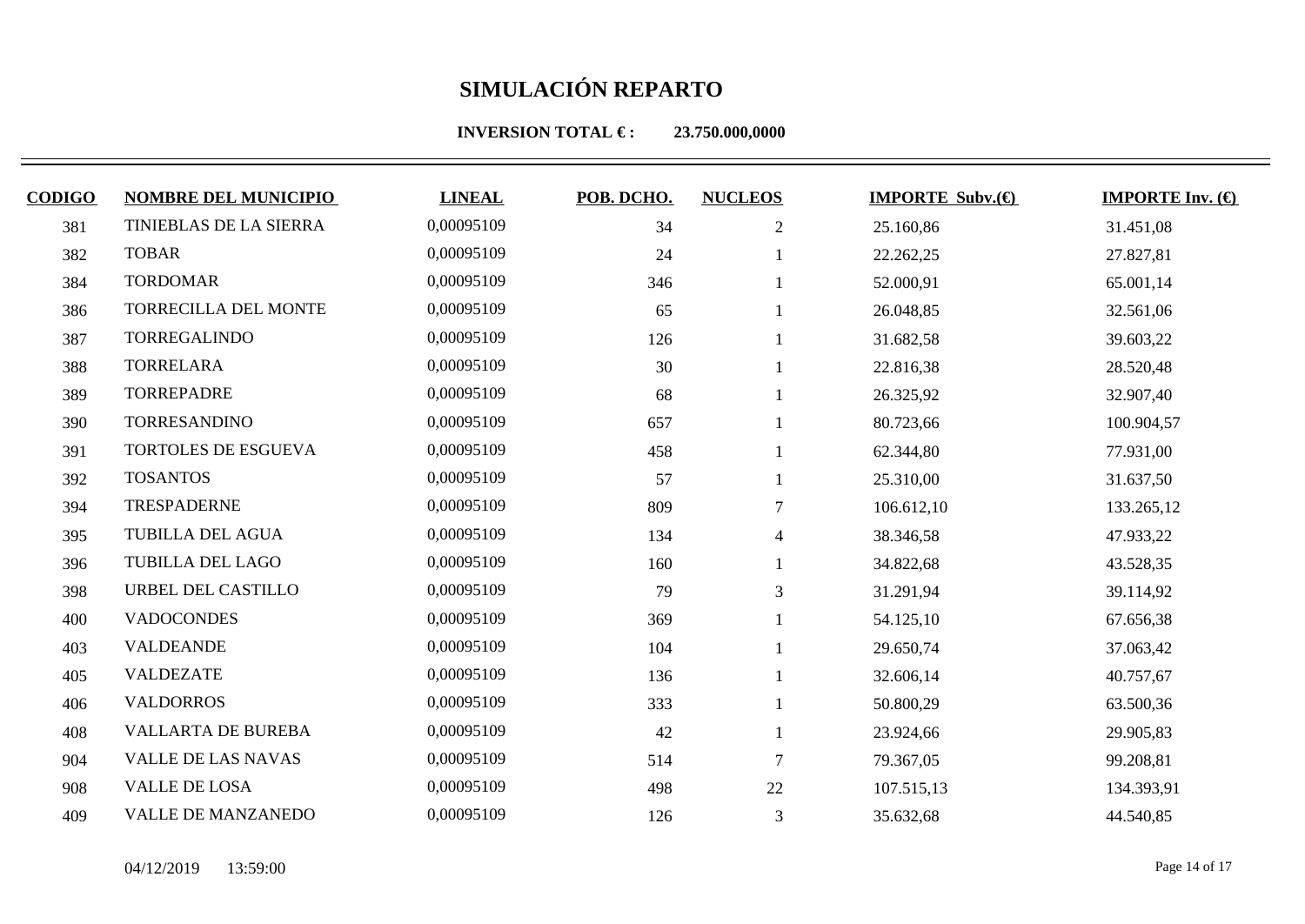# SIMULACIÓN REPARTO

**INVERSION TOTAL € : 23.750.000,0000**

| CODIGO | NOMBRE DEL MUNICIPIO | LINEAL | POB. DCHO. | NUCLEOS | IMPORTE Subv.(€) | IMPORTE Inv. (€) |
|---|---|---|---|---|---|---|
| 381 | TINIEBLAS DE LA SIERRA | 0,00095109 | 34 | 2 | 25.160,86 | 31.451,08 |
| 382 | TOBAR | 0,00095109 | 24 | 1 | 22.262,25 | 27.827,81 |
| 384 | TORDOMAR | 0,00095109 | 346 | 1 | 52.000,91 | 65.001,14 |
| 386 | TORRECILLA DEL MONTE | 0,00095109 | 65 | 1 | 26.048,85 | 32.561,06 |
| 387 | TORREGALINDO | 0,00095109 | 126 | 1 | 31.682,58 | 39.603,22 |
| 388 | TORRELARA | 0,00095109 | 30 | 1 | 22.816,38 | 28.520,48 |
| 389 | TORREPADRE | 0,00095109 | 68 | 1 | 26.325,92 | 32.907,40 |
| 390 | TORRESANDINO | 0,00095109 | 657 | 1 | 80.723,66 | 100.904,57 |
| 391 | TORTOLES DE ESGUEVA | 0,00095109 | 458 | 1 | 62.344,80 | 77.931,00 |
| 392 | TOSANTOS | 0,00095109 | 57 | 1 | 25.310,00 | 31.637,50 |
| 394 | TRESPADERNE | 0,00095109 | 809 | 7 | 106.612,10 | 133.265,12 |
| 395 | TUBILLA DEL AGUA | 0,00095109 | 134 | 4 | 38.346,58 | 47.933,22 |
| 396 | TUBILLA DEL LAGO | 0,00095109 | 160 | 1 | 34.822,68 | 43.528,35 |
| 398 | URBEL DEL CASTILLO | 0,00095109 | 79 | 3 | 31.291,94 | 39.114,92 |
| 400 | VADOCONDES | 0,00095109 | 369 | 1 | 54.125,10 | 67.656,38 |
| 403 | VALDEANDE | 0,00095109 | 104 | 1 | 29.650,74 | 37.063,42 |
| 405 | VALDEZATE | 0,00095109 | 136 | 1 | 32.606,14 | 40.757,67 |
| 406 | VALDORROS | 0,00095109 | 333 | 1 | 50.800,29 | 63.500,36 |
| 408 | VALLARTA DE BUREBA | 0,00095109 | 42 | 1 | 23.924,66 | 29.905,83 |
| 904 | VALLE DE LAS NAVAS | 0,00095109 | 514 | 7 | 79.367,05 | 99.208,81 |
| 908 | VALLE DE LOSA | 0,00095109 | 498 | 22 | 107.515,13 | 134.393,91 |
| 409 | VALLE DE MANZANEDO | 0,00095109 | 126 | 3 | 35.632,68 | 44.540,85 |

04/12/2019 13:59:00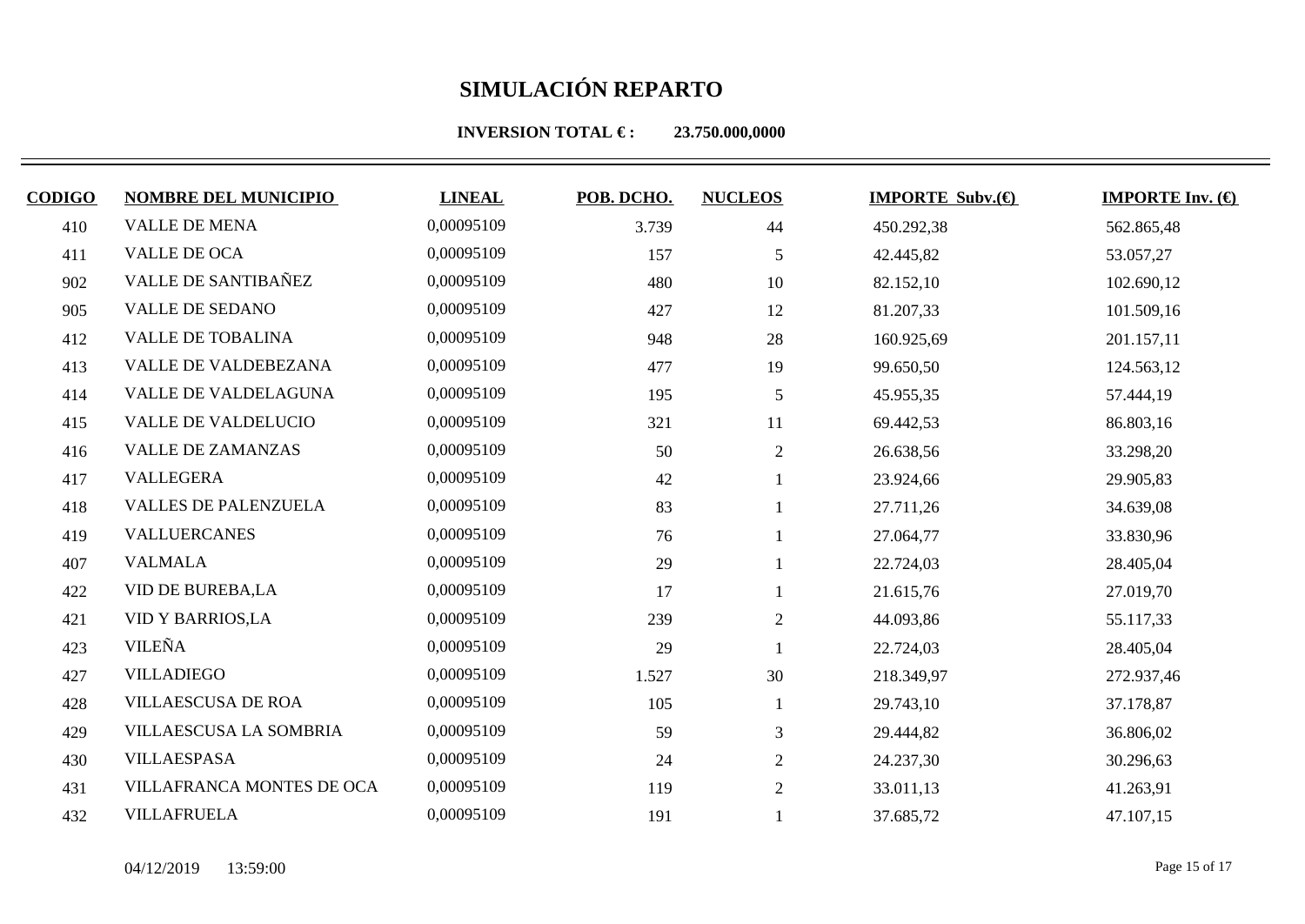# SIMULACIÓN REPARTO

**INVERSION TOTAL € :** **23.750.000,0000**

| CODIGO | NOMBRE DEL MUNICIPIO | LINEAL | POB. DCHO. | NUCLEOS | IMPORTE Subv.(€) | IMPORTE Inv. (€) |
|---|---|---|---|---|---|---|
| 410 | VALLE DE MENA | 0,00095109 | 3.739 | 44 | 450.292,38 | 562.865,48 |
| 411 | VALLE DE OCA | 0,00095109 | 157 | 5 | 42.445,82 | 53.057,27 |
| 902 | VALLE DE SANTIBAÑEZ | 0,00095109 | 480 | 10 | 82.152,10 | 102.690,12 |
| 905 | VALLE DE SEDANO | 0,00095109 | 427 | 12 | 81.207,33 | 101.509,16 |
| 412 | VALLE DE TOBALINA | 0,00095109 | 948 | 28 | 160.925,69 | 201.157,11 |
| 413 | VALLE DE VALDEBEZANA | 0,00095109 | 477 | 19 | 99.650,50 | 124.563,12 |
| 414 | VALLE DE VALDELAGUNA | 0,00095109 | 195 | 5 | 45.955,35 | 57.444,19 |
| 415 | VALLE DE VALDELUCIO | 0,00095109 | 321 | 11 | 69.442,53 | 86.803,16 |
| 416 | VALLE DE ZAMANZAS | 0,00095109 | 50 | 2 | 26.638,56 | 33.298,20 |
| 417 | VALLEGERA | 0,00095109 | 42 | 1 | 23.924,66 | 29.905,83 |
| 418 | VALLES DE PALENZUELA | 0,00095109 | 83 | 1 | 27.711,26 | 34.639,08 |
| 419 | VALLUERCANES | 0,00095109 | 76 | 1 | 27.064,77 | 33.830,96 |
| 407 | VALMALA | 0,00095109 | 29 | 1 | 22.724,03 | 28.405,04 |
| 422 | VID DE BUREBA,LA | 0,00095109 | 17 | 1 | 21.615,76 | 27.019,70 |
| 421 | VID Y BARRIOS,LA | 0,00095109 | 239 | 2 | 44.093,86 | 55.117,33 |
| 423 | VILEÑA | 0,00095109 | 29 | 1 | 22.724,03 | 28.405,04 |
| 427 | VILLADIEGO | 0,00095109 | 1.527 | 30 | 218.349,97 | 272.937,46 |
| 428 | VILLAESCUSA DE ROA | 0,00095109 | 105 | 1 | 29.743,10 | 37.178,87 |
| 429 | VILLAESCUSA LA SOMBRIA | 0,00095109 | 59 | 3 | 29.444,82 | 36.806,02 |
| 430 | VILLAESPASA | 0,00095109 | 24 | 2 | 24.237,30 | 30.296,63 |
| 431 | VILLAFRANCA MONTES DE OCA | 0,00095109 | 119 | 2 | 33.011,13 | 41.263,91 |
| 432 | VILLAFRUELA | 0,00095109 | 191 | 1 | 37.685,72 | 47.107,15 |

04/12/2019 13:59:00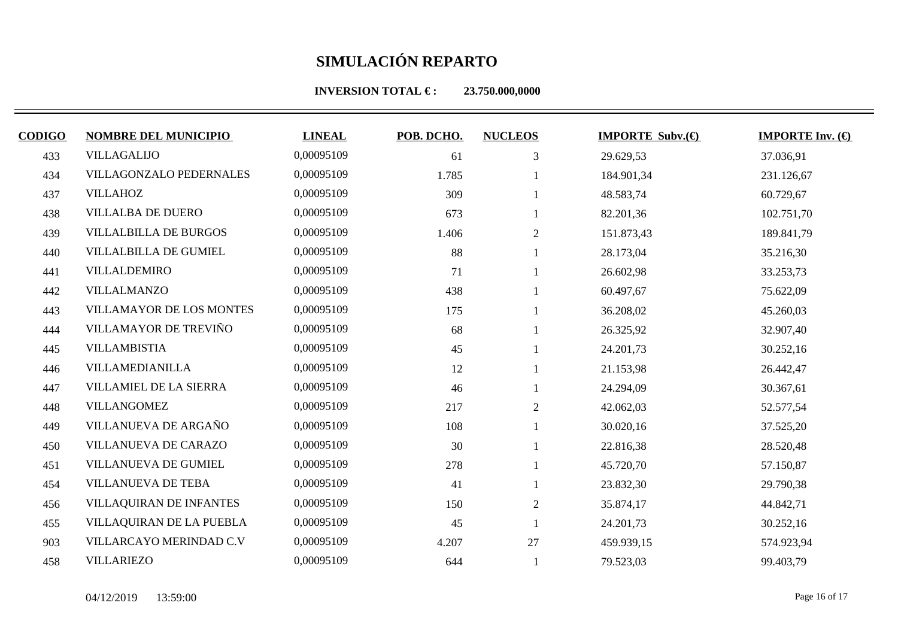# SIMULACIÓN REPARTO

**INVERSION TOTAL € : 23.750.000,0000**

| CODIGO | NOMBRE DEL MUNICIPIO | LINEAL | POB. DCHO. | NUCLEOS | IMPORTE Subv.(€) | IMPORTE Inv. (€) |
|---|---|---|---|---|---|---|
| 433 | VILLAGALIJO | 0,00095109 | 61 | 3 | 29.629,53 | 37.036,91 |
| 434 | VILLAGONZALO PEDERNALES | 0,00095109 | 1.785 | 1 | 184.901,34 | 231.126,67 |
| 437 | VILLAHOZ | 0,00095109 | 309 | 1 | 48.583,74 | 60.729,67 |
| 438 | VILLALBA DE DUERO | 0,00095109 | 673 | 1 | 82.201,36 | 102.751,70 |
| 439 | VILLALBILLA DE BURGOS | 0,00095109 | 1.406 | 2 | 151.873,43 | 189.841,79 |
| 440 | VILLALBILLA DE GUMIEL | 0,00095109 | 88 | 1 | 28.173,04 | 35.216,30 |
| 441 | VILLALDEMIRO | 0,00095109 | 71 | 1 | 26.602,98 | 33.253,73 |
| 442 | VILLALMANZO | 0,00095109 | 438 | 1 | 60.497,67 | 75.622,09 |
| 443 | VILLAMAYOR DE LOS MONTES | 0,00095109 | 175 | 1 | 36.208,02 | 45.260,03 |
| 444 | VILLAMAYOR DE TREVIÑO | 0,00095109 | 68 | 1 | 26.325,92 | 32.907,40 |
| 445 | VILLAMBISTIA | 0,00095109 | 45 | 1 | 24.201,73 | 30.252,16 |
| 446 | VILLAMEDIANILLA | 0,00095109 | 12 | 1 | 21.153,98 | 26.442,47 |
| 447 | VILLAMIEL DE LA SIERRA | 0,00095109 | 46 | 1 | 24.294,09 | 30.367,61 |
| 448 | VILLANGOMEZ | 0,00095109 | 217 | 2 | 42.062,03 | 52.577,54 |
| 449 | VILLANUEVA DE ARGAÑO | 0,00095109 | 108 | 1 | 30.020,16 | 37.525,20 |
| 450 | VILLANUEVA DE CARAZO | 0,00095109 | 30 | 1 | 22.816,38 | 28.520,48 |
| 451 | VILLANUEVA DE GUMIEL | 0,00095109 | 278 | 1 | 45.720,70 | 57.150,87 |
| 454 | VILLANUEVA DE TEBA | 0,00095109 | 41 | 1 | 23.832,30 | 29.790,38 |
| 456 | VILLAQUIRAN DE INFANTES | 0,00095109 | 150 | 2 | 35.874,17 | 44.842,71 |
| 455 | VILLAQUIRAN DE LA PUEBLA | 0,00095109 | 45 | 1 | 24.201,73 | 30.252,16 |
| 903 | VILLARCAYO MERINDAD C.V | 0,00095109 | 4.207 | 27 | 459.939,15 | 574.923,94 |
| 458 | VILLARIEZO | 0,00095109 | 644 | 1 | 79.523,03 | 99.403,79 |

04/12/2019 13:59:00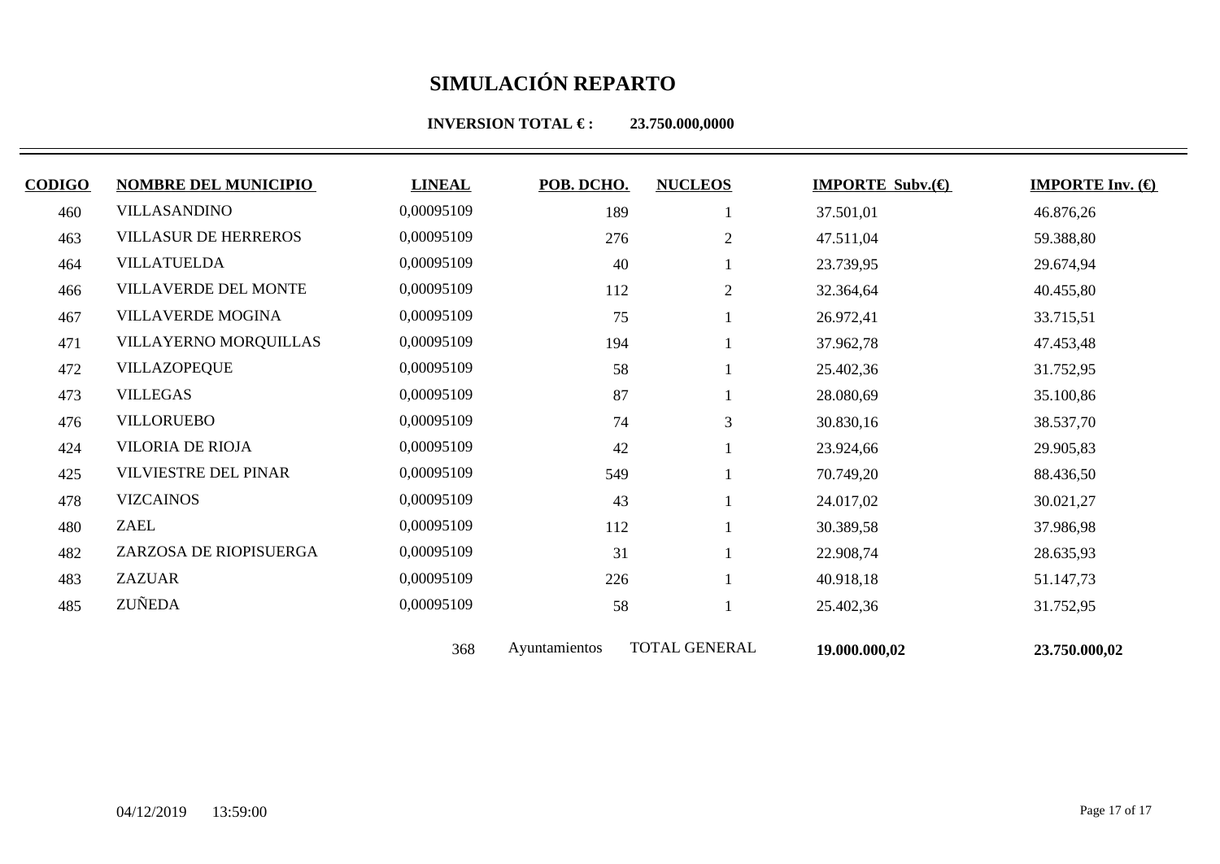# SIMULACIÓN REPARTO

**INVERSION TOTAL € : 23.750.000,0000**

| CODIGO | NOMBRE DEL MUNICIPIO | LINEAL | POB. DCHO. | NUCLEOS | IMPORTE Subv.(€) | IMPORTE Inv. (€) |
|---|---|---|---|---|---|---|
| 460 | VILLASANDINO | 0,00095109 | 189 | 1 | 37.501,01 | 46.876,26 |
| 463 | VILLASUR DE HERREROS | 0,00095109 | 276 | 2 | 47.511,04 | 59.388,80 |
| 464 | VILLATUELDA | 0,00095109 | 40 | 1 | 23.739,95 | 29.674,94 |
| 466 | VILLAVERDE DEL MONTE | 0,00095109 | 112 | 2 | 32.364,64 | 40.455,80 |
| 467 | VILLAVERDE MOGINA | 0,00095109 | 75 | 1 | 26.972,41 | 33.715,51 |
| 471 | VILLAYERNO MORQUILLAS | 0,00095109 | 194 | 1 | 37.962,78 | 47.453,48 |
| 472 | VILLAZOPEQUE | 0,00095109 | 58 | 1 | 25.402,36 | 31.752,95 |
| 473 | VILLEGAS | 0,00095109 | 87 | 1 | 28.080,69 | 35.100,86 |
| 476 | VILLORUEBO | 0,00095109 | 74 | 3 | 30.830,16 | 38.537,70 |
| 424 | VILORIA DE RIOJA | 0,00095109 | 42 | 1 | 23.924,66 | 29.905,83 |
| 425 | VILVIESTRE DEL PINAR | 0,00095109 | 549 | 1 | 70.749,20 | 88.436,50 |
| 478 | VIZCAINOS | 0,00095109 | 43 | 1 | 24.017,02 | 30.021,27 |
| 480 | ZAEL | 0,00095109 | 112 | 1 | 30.389,58 | 37.986,98 |
| 482 | ZARZOSA DE RIOPISUERGA | 0,00095109 | 31 | 1 | 22.908,74 | 28.635,93 |
| 483 | ZAZUAR | 0,00095109 | 226 | 1 | 40.918,18 | 51.147,73 |
| 485 | ZUÑEDA | 0,00095109 | 58 | 1 | 25.402,36 | 31.752,95 |
| | | 368 | Ayuntamientos | TOTAL GENERAL | **19.000.000,02** | **23.750.000,02** |

04/12/2019 13:59:00